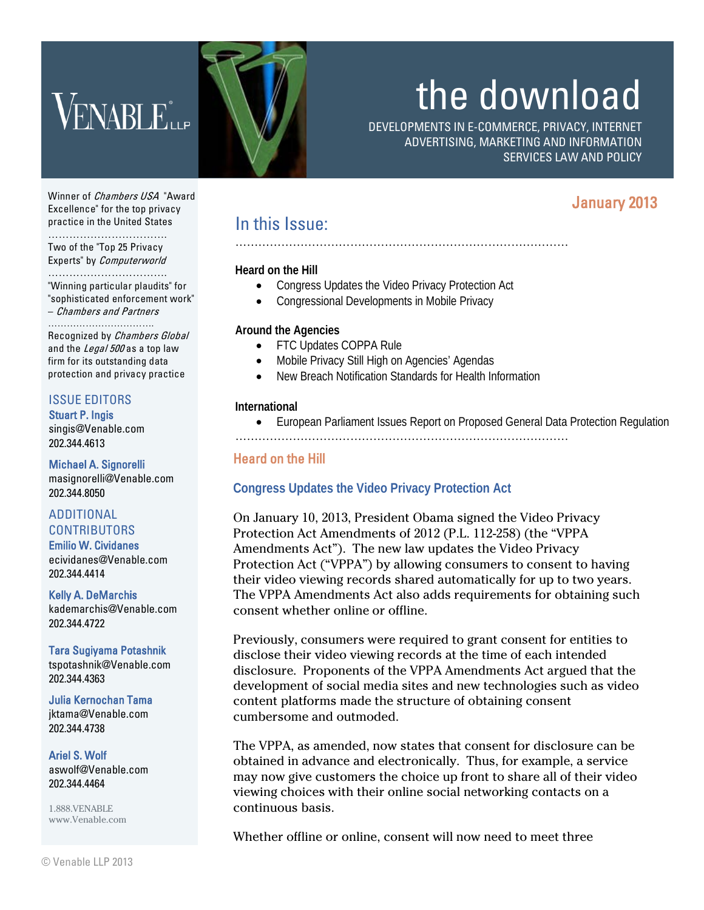VENABLE LLP

# the download

DEVELOPMENTS IN E-COMMERCE, PRIVACY, INTERNET ADVERTISING, MARKETING AND INFORMATION SERVICES LAW AND POLICY

January 2013

Winner of *Chambers USA* "Award Excellence" for the top privacy practice in the United States

Two of the "Top 25 Privacy Experts" by *Computerworld*

"Winning particular plaudits" for "sophisticated enforcement work" – *Chambers and Partners*

Recognized by *Chambers Global* and the *Legal 500* as a top law firm for its outstanding data protection and privacy practice

ISSUE EDITORS

**Stuart P. Ingis**
singis@Venable.com
202.344.4613

**Michael A. Signorelli**
masignorelli@Venable.com
202.344.8050

ADDITIONAL CONTRIBUTORS

**Emilio W. Cividanes**
ecividanes@Venable.com
202.344.4414

**Kelly A. DeMarchis**
kademarchis@Venable.com
202.344.4722

**Tara Sugiyama Potashnik**
tspotashnik@Venable.com
202.344.4363

**Julia Kernochan Tama**
jktama@Venable.com
202.344.4738

**Ariel S. Wolf**
aswolf@Venable.com
202.344.4464

1.888.VENABLE
www.Venable.com

## In this Issue:

**Heard on the Hill**

- Congress Updates the Video Privacy Protection Act
- Congressional Developments in Mobile Privacy

**Around the Agencies**

- FTC Updates COPPA Rule
- Mobile Privacy Still High on Agencies' Agendas
- New Breach Notification Standards for Health Information

**International**

- European Parliament Issues Report on Proposed General Data Protection Regulation

## Heard on the Hill

### Congress Updates the Video Privacy Protection Act

On January 10, 2013, President Obama signed the Video Privacy Protection Act Amendments of 2012 (P.L. 112-258) (the "VPPA Amendments Act"). The new law updates the Video Privacy Protection Act ("VPPA") by allowing consumers to consent to having their video viewing records shared automatically for up to two years. The VPPA Amendments Act also adds requirements for obtaining such consent whether online or offline.

Previously, consumers were required to grant consent for entities to disclose their video viewing records at the time of each intended disclosure. Proponents of the VPPA Amendments Act argued that the development of social media sites and new technologies such as video content platforms made the structure of obtaining consent cumbersome and outmoded.

The VPPA, as amended, now states that consent for disclosure can be obtained in advance and electronically. Thus, for example, a service may now give customers the choice up front to share all of their video viewing choices with their online social networking contacts on a continuous basis.

Whether offline or online, consent will now need to meet three

© Venable LLP 2013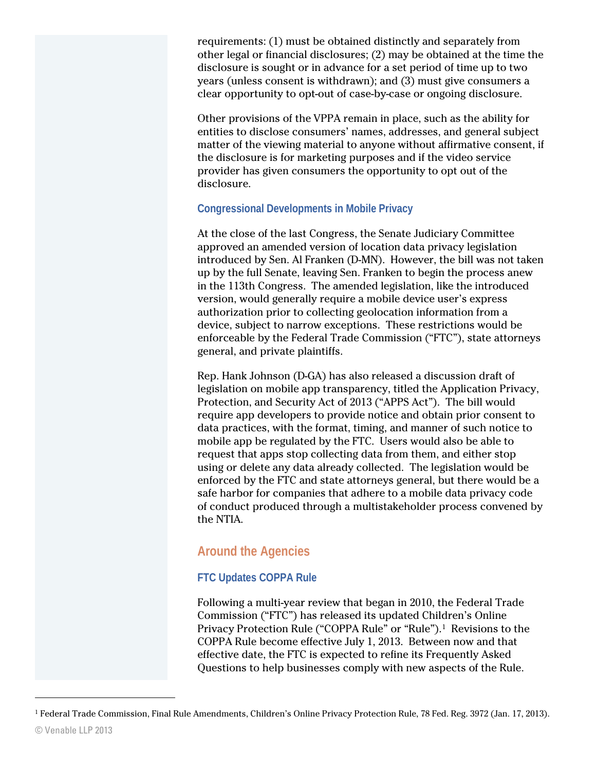requirements: (1) must be obtained distinctly and separately from other legal or financial disclosures; (2) may be obtained at the time the disclosure is sought or in advance for a set period of time up to two years (unless consent is withdrawn); and (3) must give consumers a clear opportunity to opt-out of case-by-case or ongoing disclosure.

Other provisions of the VPPA remain in place, such as the ability for entities to disclose consumers' names, addresses, and general subject matter of the viewing material to anyone without affirmative consent, if the disclosure is for marketing purposes and if the video service provider has given consumers the opportunity to opt out of the disclosure.

### Congressional Developments in Mobile Privacy

At the close of the last Congress, the Senate Judiciary Committee approved an amended version of location data privacy legislation introduced by Sen. Al Franken (D-MN). However, the bill was not taken up by the full Senate, leaving Sen. Franken to begin the process anew in the 113th Congress. The amended legislation, like the introduced version, would generally require a mobile device user's express authorization prior to collecting geolocation information from a device, subject to narrow exceptions. These restrictions would be enforceable by the Federal Trade Commission ("FTC"), state attorneys general, and private plaintiffs.

Rep. Hank Johnson (D-GA) has also released a discussion draft of legislation on mobile app transparency, titled the Application Privacy, Protection, and Security Act of 2013 ("APPS Act"). The bill would require app developers to provide notice and obtain prior consent to data practices, with the format, timing, and manner of such notice to mobile app be regulated by the FTC. Users would also be able to request that apps stop collecting data from them, and either stop using or delete any data already collected. The legislation would be enforced by the FTC and state attorneys general, but there would be a safe harbor for companies that adhere to a mobile data privacy code of conduct produced through a multistakeholder process convened by the NTIA.

## Around the Agencies

### FTC Updates COPPA Rule

Following a multi-year review that began in 2010, the Federal Trade Commission ("FTC") has released its updated Children's Online Privacy Protection Rule ("COPPA Rule" or "Rule").[1] Revisions to the COPPA Rule become effective July 1, 2013. Between now and that effective date, the FTC is expected to refine its Frequently Asked Questions to help businesses comply with new aspects of the Rule.

---

[1] Federal Trade Commission, Final Rule Amendments, Children's Online Privacy Protection Rule, 78 Fed. Reg. 3972 (Jan. 17, 2013).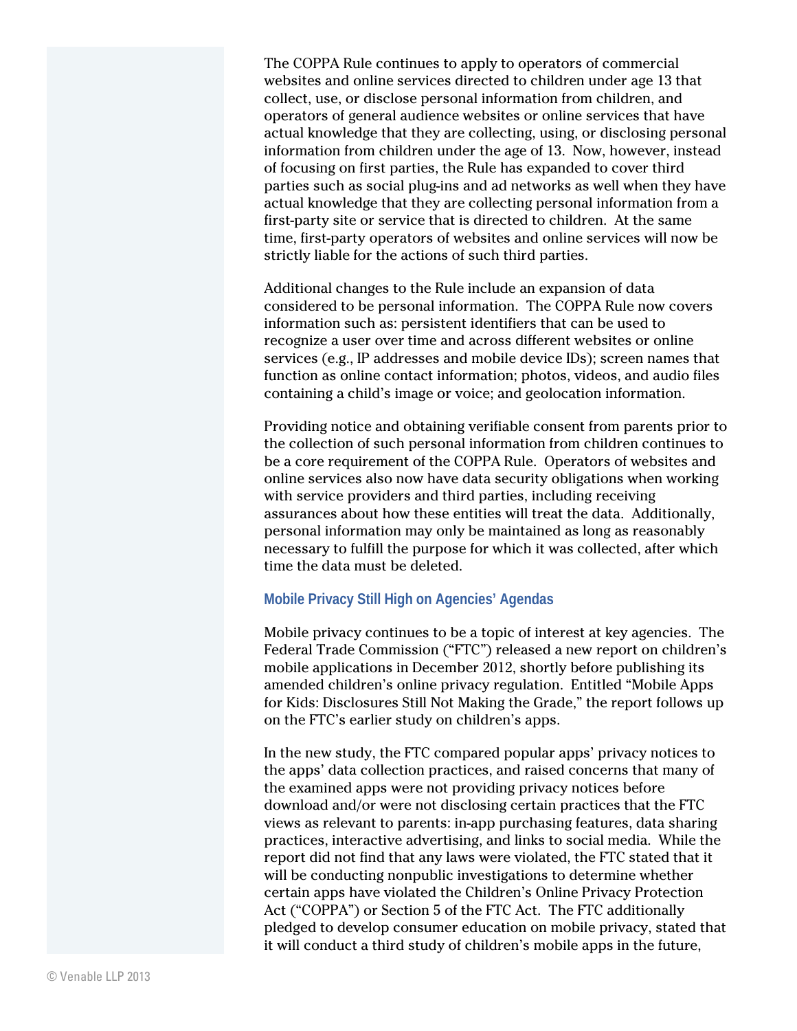The COPPA Rule continues to apply to operators of commercial websites and online services directed to children under age 13 that collect, use, or disclose personal information from children, and operators of general audience websites or online services that have actual knowledge that they are collecting, using, or disclosing personal information from children under the age of 13. Now, however, instead of focusing on first parties, the Rule has expanded to cover third parties such as social plug-ins and ad networks as well when they have actual knowledge that they are collecting personal information from a first-party site or service that is directed to children. At the same time, first-party operators of websites and online services will now be strictly liable for the actions of such third parties.

Additional changes to the Rule include an expansion of data considered to be personal information. The COPPA Rule now covers information such as: persistent identifiers that can be used to recognize a user over time and across different websites or online services (e.g., IP addresses and mobile device IDs); screen names that function as online contact information; photos, videos, and audio files containing a child's image or voice; and geolocation information.

Providing notice and obtaining verifiable consent from parents prior to the collection of such personal information from children continues to be a core requirement of the COPPA Rule. Operators of websites and online services also now have data security obligations when working with service providers and third parties, including receiving assurances about how these entities will treat the data. Additionally, personal information may only be maintained as long as reasonably necessary to fulfill the purpose for which it was collected, after which time the data must be deleted.

### Mobile Privacy Still High on Agencies' Agendas

Mobile privacy continues to be a topic of interest at key agencies. The Federal Trade Commission ("FTC") released a new report on children's mobile applications in December 2012, shortly before publishing its amended children's online privacy regulation. Entitled "Mobile Apps for Kids: Disclosures Still Not Making the Grade," the report follows up on the FTC's earlier study on children's apps.

In the new study, the FTC compared popular apps' privacy notices to the apps' data collection practices, and raised concerns that many of the examined apps were not providing privacy notices before download and/or were not disclosing certain practices that the FTC views as relevant to parents: in-app purchasing features, data sharing practices, interactive advertising, and links to social media. While the report did not find that any laws were violated, the FTC stated that it will be conducting nonpublic investigations to determine whether certain apps have violated the Children's Online Privacy Protection Act ("COPPA") or Section 5 of the FTC Act. The FTC additionally pledged to develop consumer education on mobile privacy, stated that it will conduct a third study of children's mobile apps in the future,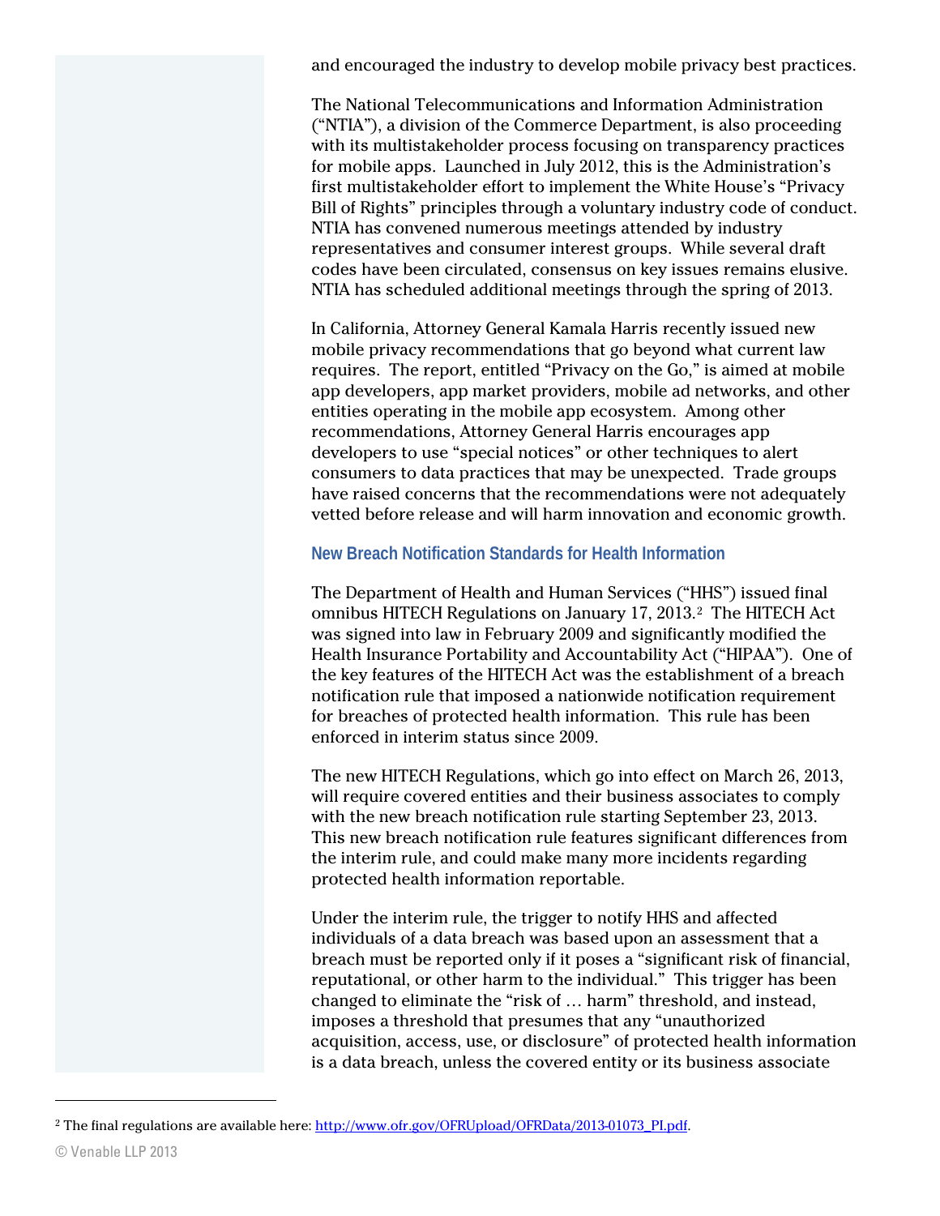and encouraged the industry to develop mobile privacy best practices.

The National Telecommunications and Information Administration ("NTIA"), a division of the Commerce Department, is also proceeding with its multistakeholder process focusing on transparency practices for mobile apps. Launched in July 2012, this is the Administration's first multistakeholder effort to implement the White House's "Privacy Bill of Rights" principles through a voluntary industry code of conduct. NTIA has convened numerous meetings attended by industry representatives and consumer interest groups. While several draft codes have been circulated, consensus on key issues remains elusive. NTIA has scheduled additional meetings through the spring of 2013.

In California, Attorney General Kamala Harris recently issued new mobile privacy recommendations that go beyond what current law requires. The report, entitled "Privacy on the Go," is aimed at mobile app developers, app market providers, mobile ad networks, and other entities operating in the mobile app ecosystem. Among other recommendations, Attorney General Harris encourages app developers to use "special notices" or other techniques to alert consumers to data practices that may be unexpected. Trade groups have raised concerns that the recommendations were not adequately vetted before release and will harm innovation and economic growth.

### New Breach Notification Standards for Health Information

The Department of Health and Human Services ("HHS") issued final omnibus HITECH Regulations on January 17, 2013.[2] The HITECH Act was signed into law in February 2009 and significantly modified the Health Insurance Portability and Accountability Act ("HIPAA"). One of the key features of the HITECH Act was the establishment of a breach notification rule that imposed a nationwide notification requirement for breaches of protected health information. This rule has been enforced in interim status since 2009.

The new HITECH Regulations, which go into effect on March 26, 2013, will require covered entities and their business associates to comply with the new breach notification rule starting September 23, 2013. This new breach notification rule features significant differences from the interim rule, and could make many more incidents regarding protected health information reportable.

Under the interim rule, the trigger to notify HHS and affected individuals of a data breach was based upon an assessment that a breach must be reported only if it poses a "significant risk of financial, reputational, or other harm to the individual." This trigger has been changed to eliminate the "risk of … harm" threshold, and instead, imposes a threshold that presumes that any "unauthorized acquisition, access, use, or disclosure" of protected health information is a data breach, unless the covered entity or its business associate

[2] The final regulations are available here: http://www.ofr.gov/OFRUpload/OFRData/2013-01073_PI.pdf.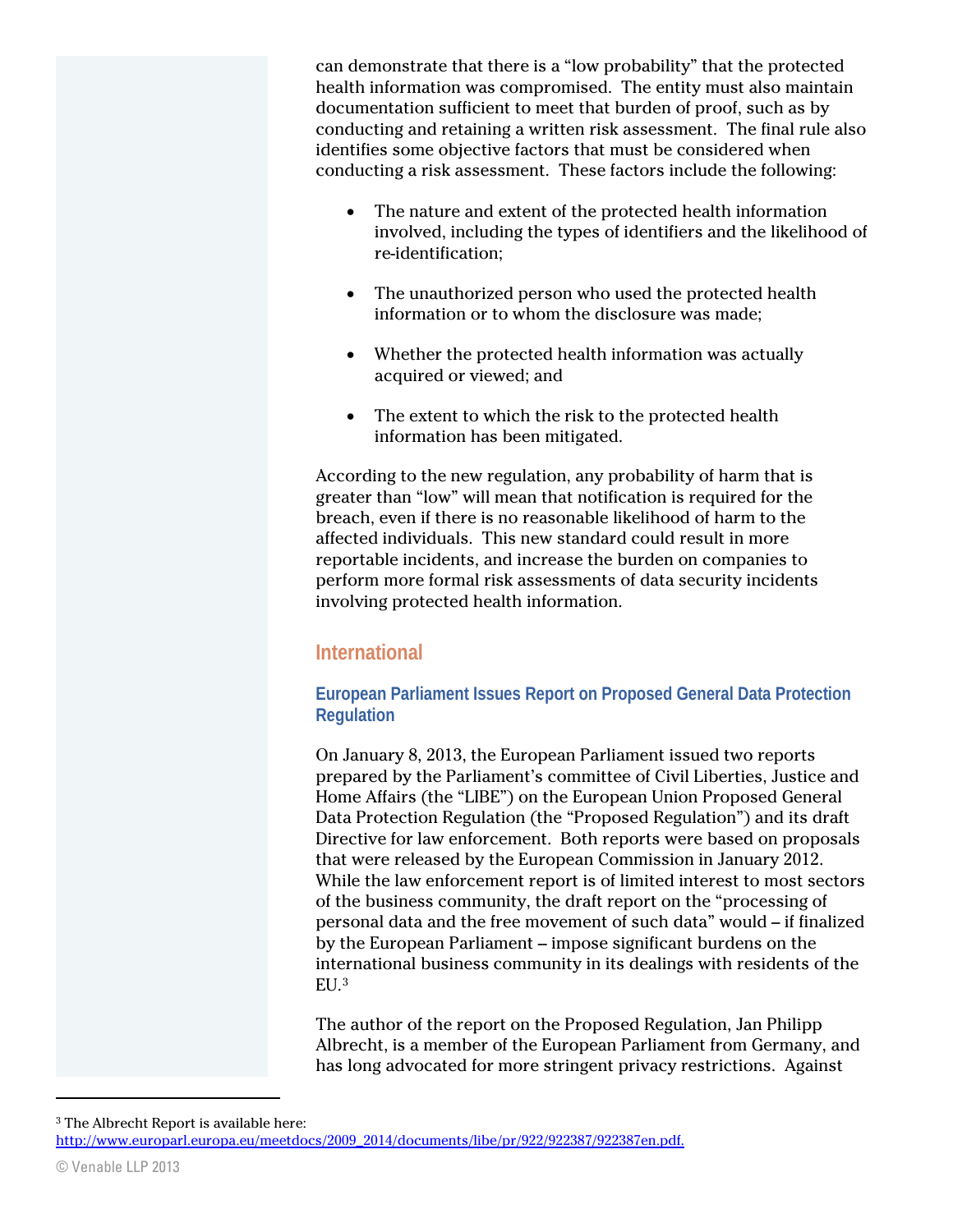can demonstrate that there is a "low probability" that the protected health information was compromised. The entity must also maintain documentation sufficient to meet that burden of proof, such as by conducting and retaining a written risk assessment. The final rule also identifies some objective factors that must be considered when conducting a risk assessment. These factors include the following:

- The nature and extent of the protected health information involved, including the types of identifiers and the likelihood of re-identification;
- The unauthorized person who used the protected health information or to whom the disclosure was made;
- Whether the protected health information was actually acquired or viewed; and
- The extent to which the risk to the protected health information has been mitigated.

According to the new regulation, any probability of harm that is greater than "low" will mean that notification is required for the breach, even if there is no reasonable likelihood of harm to the affected individuals. This new standard could result in more reportable incidents, and increase the burden on companies to perform more formal risk assessments of data security incidents involving protected health information.

## International

### European Parliament Issues Report on Proposed General Data Protection Regulation

On January 8, 2013, the European Parliament issued two reports prepared by the Parliament's committee of Civil Liberties, Justice and Home Affairs (the "LIBE") on the European Union Proposed General Data Protection Regulation (the "Proposed Regulation") and its draft Directive for law enforcement. Both reports were based on proposals that were released by the European Commission in January 2012. While the law enforcement report is of limited interest to most sectors of the business community, the draft report on the "processing of personal data and the free movement of such data" would – if finalized by the European Parliament – impose significant burdens on the international business community in its dealings with residents of the EU.[3]

The author of the report on the Proposed Regulation, Jan Philipp Albrecht, is a member of the European Parliament from Germany, and has long advocated for more stringent privacy restrictions. Against

[3] The Albrecht Report is available here: http://www.europarl.europa.eu/meetdocs/2009_2014/documents/libe/pr/922/922387/922387en.pdf.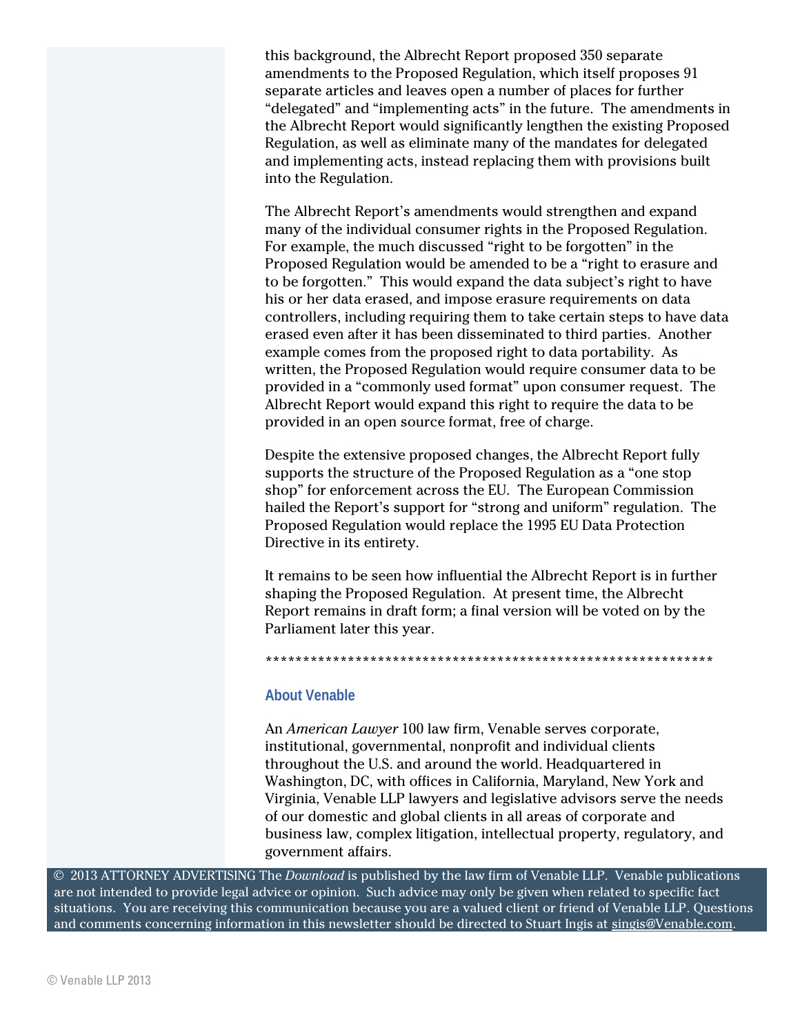this background, the Albrecht Report proposed 350 separate amendments to the Proposed Regulation, which itself proposes 91 separate articles and leaves open a number of places for further "delegated" and "implementing acts" in the future. The amendments in the Albrecht Report would significantly lengthen the existing Proposed Regulation, as well as eliminate many of the mandates for delegated and implementing acts, instead replacing them with provisions built into the Regulation.

The Albrecht Report's amendments would strengthen and expand many of the individual consumer rights in the Proposed Regulation. For example, the much discussed "right to be forgotten" in the Proposed Regulation would be amended to be a "right to erasure and to be forgotten." This would expand the data subject's right to have his or her data erased, and impose erasure requirements on data controllers, including requiring them to take certain steps to have data erased even after it has been disseminated to third parties. Another example comes from the proposed right to data portability. As written, the Proposed Regulation would require consumer data to be provided in a "commonly used format" upon consumer request. The Albrecht Report would expand this right to require the data to be provided in an open source format, free of charge.

Despite the extensive proposed changes, the Albrecht Report fully supports the structure of the Proposed Regulation as a "one stop shop" for enforcement across the EU. The European Commission hailed the Report's support for "strong and uniform" regulation. The Proposed Regulation would replace the 1995 EU Data Protection Directive in its entirety.

It remains to be seen how influential the Albrecht Report is in further shaping the Proposed Regulation. At present time, the Albrecht Report remains in draft form; a final version will be voted on by the Parliament later this year.

*************************************************************

## About Venable

An *American Lawyer* 100 law firm, Venable serves corporate, institutional, governmental, nonprofit and individual clients throughout the U.S. and around the world. Headquartered in Washington, DC, with offices in California, Maryland, New York and Virginia, Venable LLP lawyers and legislative advisors serve the needs of our domestic and global clients in all areas of corporate and business law, complex litigation, intellectual property, regulatory, and government affairs.

© 2013 ATTORNEY ADVERTISING The *Download* is published by the law firm of Venable LLP. Venable publications are not intended to provide legal advice or opinion. Such advice may only be given when related to specific fact situations. You are receiving this communication because you are a valued client or friend of Venable LLP. Questions and comments concerning information in this newsletter should be directed to Stuart Ingis at singis@Venable.com.